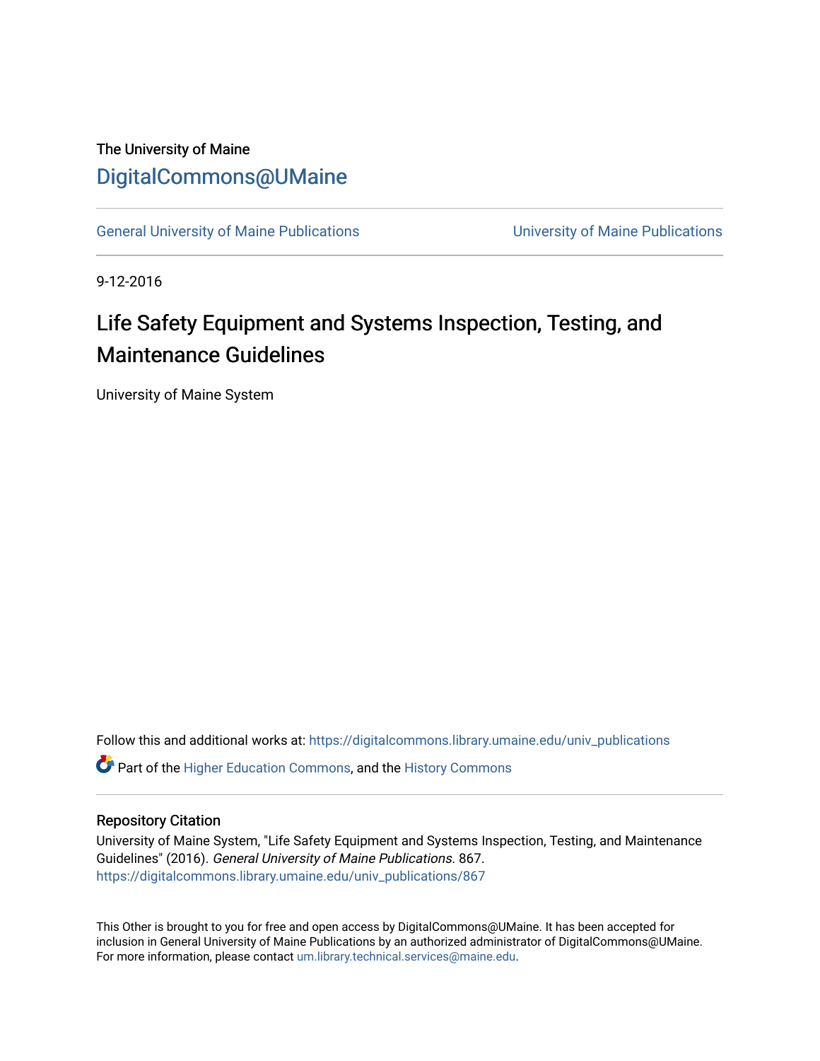The University of Maine

# DigitalCommons@UMaine

General University of Maine Publications | University of Maine Publications

9-12-2016

## Life Safety Equipment and Systems Inspection, Testing, and Maintenance Guidelines

University of Maine System

Follow this and additional works at: https://digitalcommons.library.umaine.edu/univ_publications

Part of the Higher Education Commons, and the History Commons

### Repository Citation

University of Maine System, "Life Safety Equipment and Systems Inspection, Testing, and Maintenance Guidelines" (2016). *General University of Maine Publications*. 867.
https://digitalcommons.library.umaine.edu/univ_publications/867

This Other is brought to you for free and open access by DigitalCommons@UMaine. It has been accepted for inclusion in General University of Maine Publications by an authorized administrator of DigitalCommons@UMaine. For more information, please contact um.library.technical.services@maine.edu.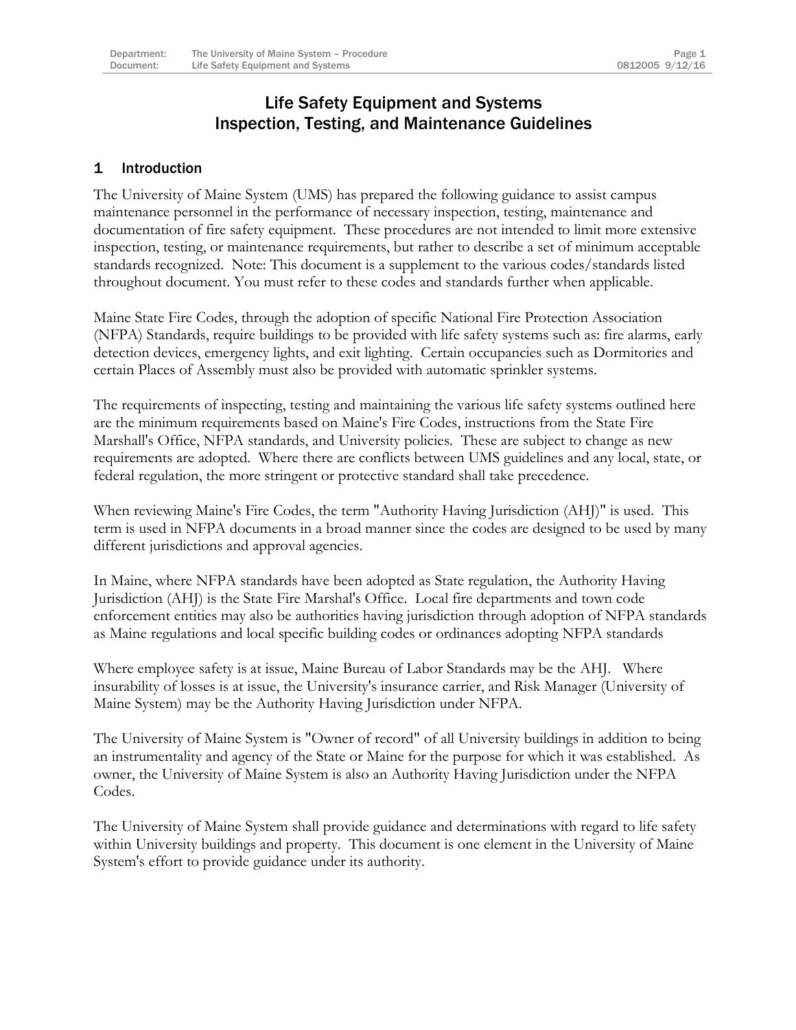# Life Safety Equipment and Systems
# Inspection, Testing, and Maintenance Guidelines

## 1 Introduction

The University of Maine System (UMS) has prepared the following guidance to assist campus maintenance personnel in the performance of necessary inspection, testing, maintenance and documentation of fire safety equipment. These procedures are not intended to limit more extensive inspection, testing, or maintenance requirements, but rather to describe a set of minimum acceptable standards recognized. Note: This document is a supplement to the various codes/standards listed throughout document. You must refer to these codes and standards further when applicable.

Maine State Fire Codes, through the adoption of specific National Fire Protection Association (NFPA) Standards, require buildings to be provided with life safety systems such as: fire alarms, early detection devices, emergency lights, and exit lighting. Certain occupancies such as Dormitories and certain Places of Assembly must also be provided with automatic sprinkler systems.

The requirements of inspecting, testing and maintaining the various life safety systems outlined here are the minimum requirements based on Maine's Fire Codes, instructions from the State Fire Marshall's Office, NFPA standards, and University policies. These are subject to change as new requirements are adopted. Where there are conflicts between UMS guidelines and any local, state, or federal regulation, the more stringent or protective standard shall take precedence.

When reviewing Maine's Fire Codes, the term "Authority Having Jurisdiction (AHJ)" is used. This term is used in NFPA documents in a broad manner since the codes are designed to be used by many different jurisdictions and approval agencies.

In Maine, where NFPA standards have been adopted as State regulation, the Authority Having Jurisdiction (AHJ) is the State Fire Marshal's Office. Local fire departments and town code enforcement entities may also be authorities having jurisdiction through adoption of NFPA standards as Maine regulations and local specific building codes or ordinances adopting NFPA standards

Where employee safety is at issue, Maine Bureau of Labor Standards may be the AHJ. Where insurability of losses is at issue, the University's insurance carrier, and Risk Manager (University of Maine System) may be the Authority Having Jurisdiction under NFPA.

The University of Maine System is "Owner of record" of all University buildings in addition to being an instrumentality and agency of the State or Maine for the purpose for which it was established. As owner, the University of Maine System is also an Authority Having Jurisdiction under the NFPA Codes.

The University of Maine System shall provide guidance and determinations with regard to life safety within University buildings and property. This document is one element in the University of Maine System's effort to provide guidance under its authority.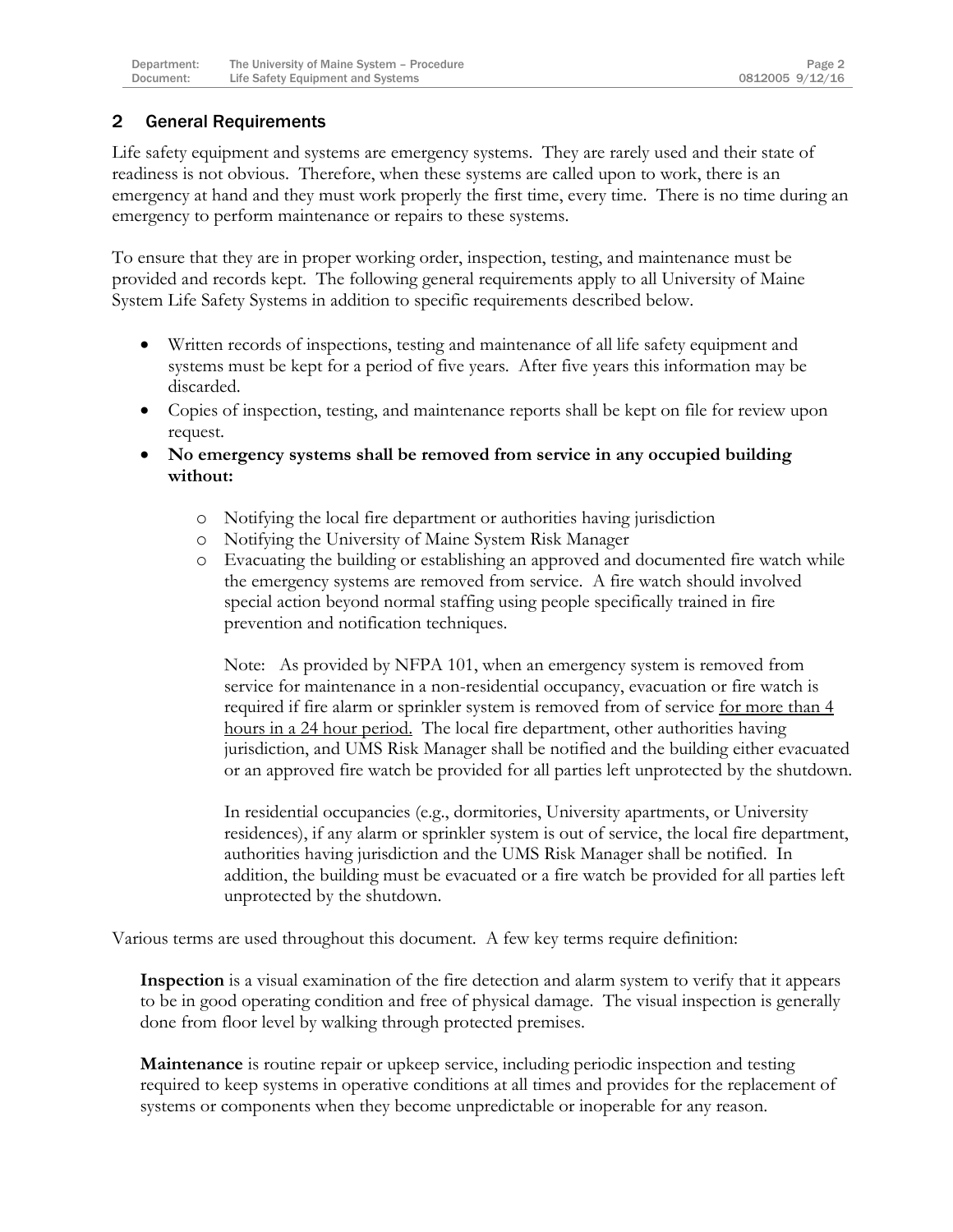## 2 General Requirements

Life safety equipment and systems are emergency systems. They are rarely used and their state of readiness is not obvious. Therefore, when these systems are called upon to work, there is an emergency at hand and they must work properly the first time, every time. There is no time during an emergency to perform maintenance or repairs to these systems.

To ensure that they are in proper working order, inspection, testing, and maintenance must be provided and records kept. The following general requirements apply to all University of Maine System Life Safety Systems in addition to specific requirements described below.

- Written records of inspections, testing and maintenance of all life safety equipment and systems must be kept for a period of five years. After five years this information may be discarded.
- Copies of inspection, testing, and maintenance reports shall be kept on file for review upon request.
- **No emergency systems shall be removed from service in any occupied building without:**
  - Notifying the local fire department or authorities having jurisdiction
  - Notifying the University of Maine System Risk Manager
  - Evacuating the building or establishing an approved and documented fire watch while the emergency systems are removed from service. A fire watch should involved special action beyond normal staffing using people specifically trained in fire prevention and notification techniques.

    Note: As provided by NFPA 101, when an emergency system is removed from service for maintenance in a non-residential occupancy, evacuation or fire watch is required if fire alarm or sprinkler system is removed from of service <u>for more than 4 hours in a 24 hour period.</u> The local fire department, other authorities having jurisdiction, and UMS Risk Manager shall be notified and the building either evacuated or an approved fire watch be provided for all parties left unprotected by the shutdown.

    In residential occupancies (e.g., dormitories, University apartments, or University residences), if any alarm or sprinkler system is out of service, the local fire department, authorities having jurisdiction and the UMS Risk Manager shall be notified. In addition, the building must be evacuated or a fire watch be provided for all parties left unprotected by the shutdown.

Various terms are used throughout this document. A few key terms require definition:

**Inspection** is a visual examination of the fire detection and alarm system to verify that it appears to be in good operating condition and free of physical damage. The visual inspection is generally done from floor level by walking through protected premises.

**Maintenance** is routine repair or upkeep service, including periodic inspection and testing required to keep systems in operative conditions at all times and provides for the replacement of systems or components when they become unpredictable or inoperable for any reason.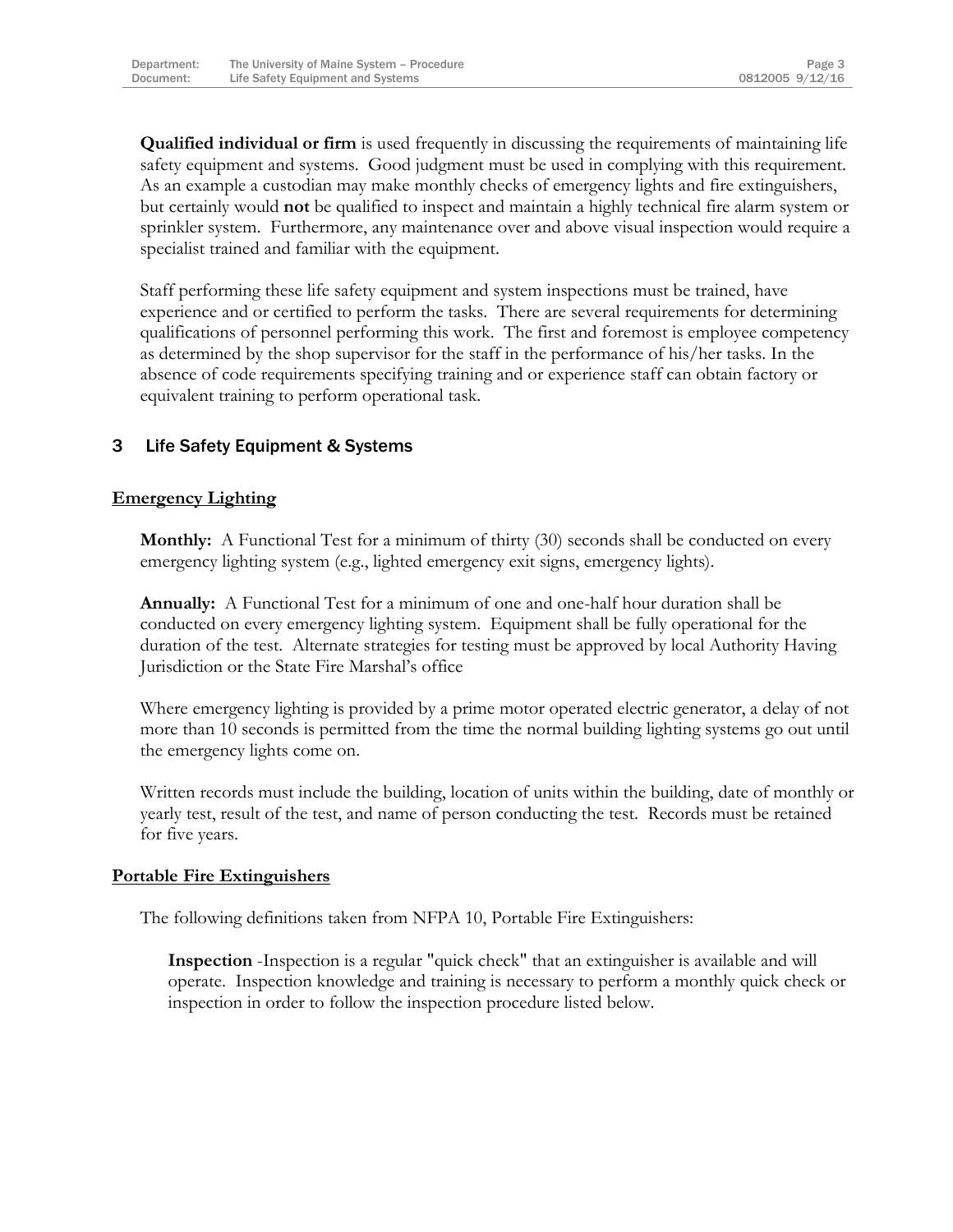**Qualified individual or firm** is used frequently in discussing the requirements of maintaining life safety equipment and systems. Good judgment must be used in complying with this requirement. As an example a custodian may make monthly checks of emergency lights and fire extinguishers, but certainly would **not** be qualified to inspect and maintain a highly technical fire alarm system or sprinkler system. Furthermore, any maintenance over and above visual inspection would require a specialist trained and familiar with the equipment.

Staff performing these life safety equipment and system inspections must be trained, have experience and or certified to perform the tasks. There are several requirements for determining qualifications of personnel performing this work. The first and foremost is employee competency as determined by the shop supervisor for the staff in the performance of his/her tasks. In the absence of code requirements specifying training and or experience staff can obtain factory or equivalent training to perform operational task.

## 3 Life Safety Equipment & Systems

### Emergency Lighting

**Monthly:** A Functional Test for a minimum of thirty (30) seconds shall be conducted on every emergency lighting system (e.g., lighted emergency exit signs, emergency lights).

**Annually:** A Functional Test for a minimum of one and one-half hour duration shall be conducted on every emergency lighting system. Equipment shall be fully operational for the duration of the test. Alternate strategies for testing must be approved by local Authority Having Jurisdiction or the State Fire Marshal's office

Where emergency lighting is provided by a prime motor operated electric generator, a delay of not more than 10 seconds is permitted from the time the normal building lighting systems go out until the emergency lights come on.

Written records must include the building, location of units within the building, date of monthly or yearly test, result of the test, and name of person conducting the test. Records must be retained for five years.

### Portable Fire Extinguishers

The following definitions taken from NFPA 10, Portable Fire Extinguishers:

**Inspection** -Inspection is a regular "quick check" that an extinguisher is available and will operate. Inspection knowledge and training is necessary to perform a monthly quick check or inspection in order to follow the inspection procedure listed below.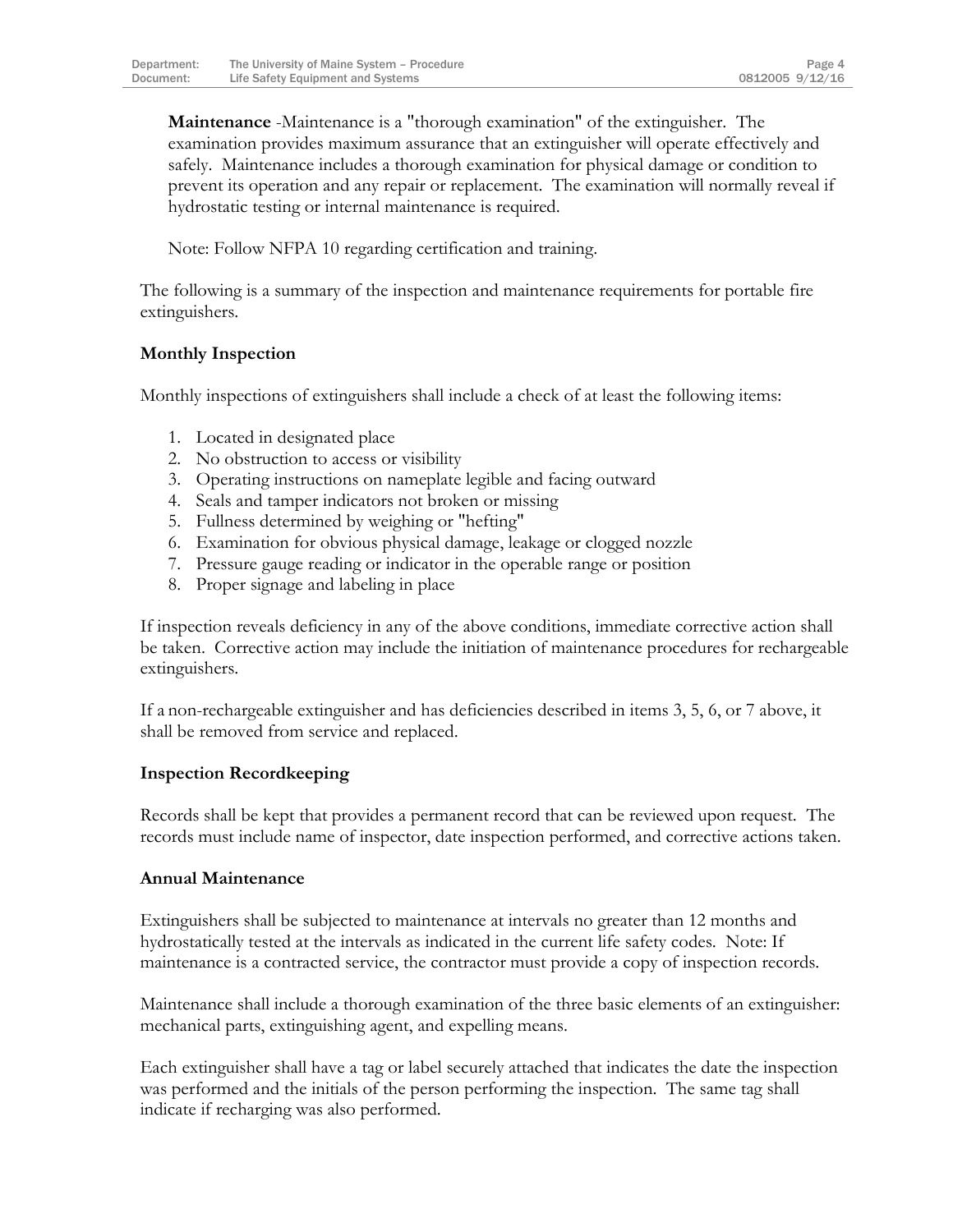**Maintenance** -Maintenance is a "thorough examination" of the extinguisher. The examination provides maximum assurance that an extinguisher will operate effectively and safely. Maintenance includes a thorough examination for physical damage or condition to prevent its operation and any repair or replacement. The examination will normally reveal if hydrostatic testing or internal maintenance is required.

Note: Follow NFPA 10 regarding certification and training.

The following is a summary of the inspection and maintenance requirements for portable fire extinguishers.

**Monthly Inspection**

Monthly inspections of extinguishers shall include a check of at least the following items:

1. Located in designated place
2. No obstruction to access or visibility
3. Operating instructions on nameplate legible and facing outward
4. Seals and tamper indicators not broken or missing
5. Fullness determined by weighing or "hefting"
6. Examination for obvious physical damage, leakage or clogged nozzle
7. Pressure gauge reading or indicator in the operable range or position
8. Proper signage and labeling in place

If inspection reveals deficiency in any of the above conditions, immediate corrective action shall be taken. Corrective action may include the initiation of maintenance procedures for rechargeable extinguishers.

If a non-rechargeable extinguisher and has deficiencies described in items 3, 5, 6, or 7 above, it shall be removed from service and replaced.

**Inspection Recordkeeping**

Records shall be kept that provides a permanent record that can be reviewed upon request. The records must include name of inspector, date inspection performed, and corrective actions taken.

**Annual Maintenance**

Extinguishers shall be subjected to maintenance at intervals no greater than 12 months and hydrostatically tested at the intervals as indicated in the current life safety codes. Note: If maintenance is a contracted service, the contractor must provide a copy of inspection records.

Maintenance shall include a thorough examination of the three basic elements of an extinguisher: mechanical parts, extinguishing agent, and expelling means.

Each extinguisher shall have a tag or label securely attached that indicates the date the inspection was performed and the initials of the person performing the inspection. The same tag shall indicate if recharging was also performed.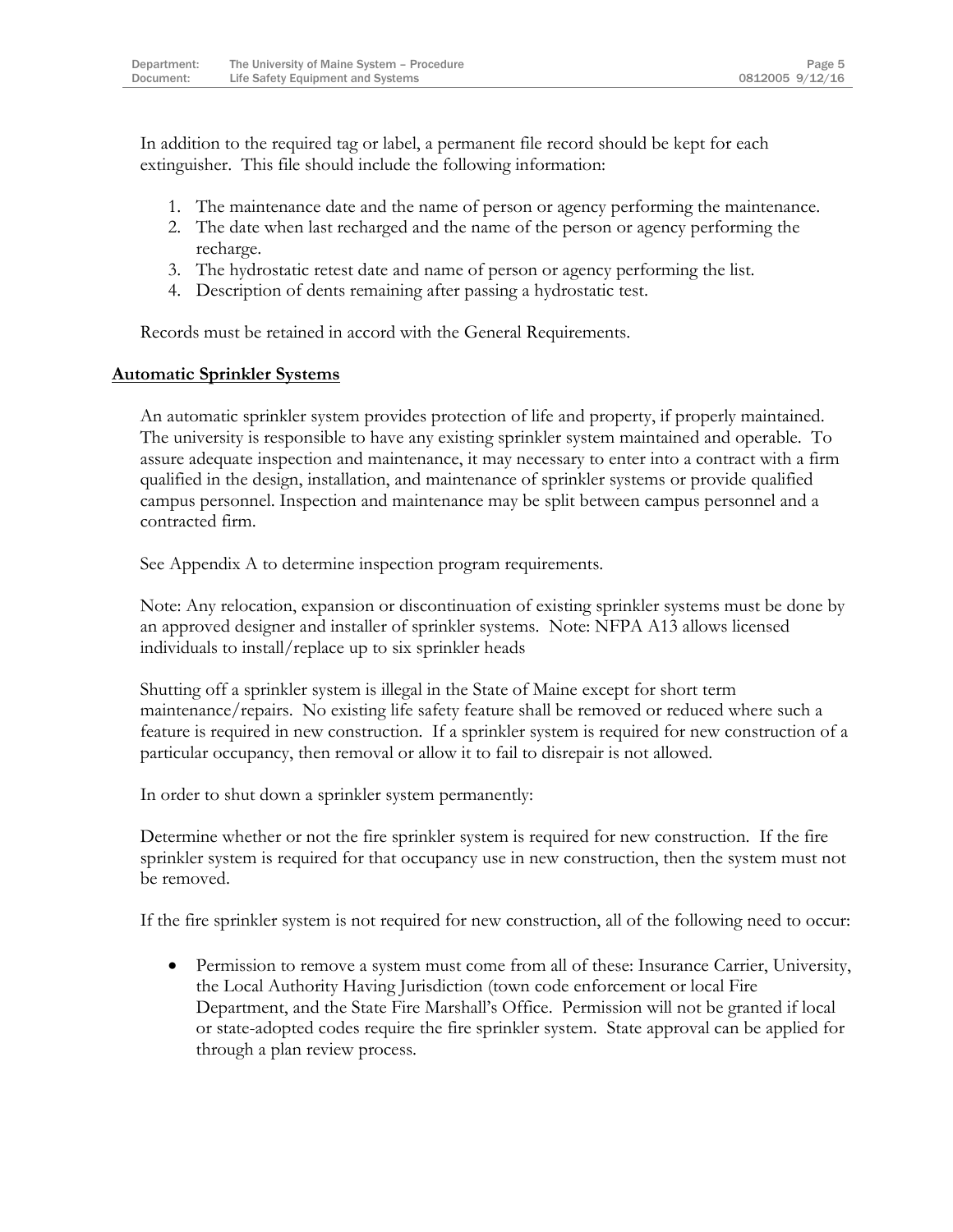In addition to the required tag or label, a permanent file record should be kept for each extinguisher. This file should include the following information:

1. The maintenance date and the name of person or agency performing the maintenance.
2. The date when last recharged and the name of the person or agency performing the recharge.
3. The hydrostatic retest date and name of person or agency performing the list.
4. Description of dents remaining after passing a hydrostatic test.

Records must be retained in accord with the General Requirements.

## Automatic Sprinkler Systems

An automatic sprinkler system provides protection of life and property, if properly maintained. The university is responsible to have any existing sprinkler system maintained and operable. To assure adequate inspection and maintenance, it may necessary to enter into a contract with a firm qualified in the design, installation, and maintenance of sprinkler systems or provide qualified campus personnel. Inspection and maintenance may be split between campus personnel and a contracted firm.

See Appendix A to determine inspection program requirements.

Note: Any relocation, expansion or discontinuation of existing sprinkler systems must be done by an approved designer and installer of sprinkler systems. Note: NFPA A13 allows licensed individuals to install/replace up to six sprinkler heads

Shutting off a sprinkler system is illegal in the State of Maine except for short term maintenance/repairs. No existing life safety feature shall be removed or reduced where such a feature is required in new construction. If a sprinkler system is required for new construction of a particular occupancy, then removal or allow it to fail to disrepair is not allowed.

In order to shut down a sprinkler system permanently:

Determine whether or not the fire sprinkler system is required for new construction. If the fire sprinkler system is required for that occupancy use in new construction, then the system must not be removed.

If the fire sprinkler system is not required for new construction, all of the following need to occur:

- Permission to remove a system must come from all of these: Insurance Carrier, University, the Local Authority Having Jurisdiction (town code enforcement or local Fire Department, and the State Fire Marshall's Office. Permission will not be granted if local or state-adopted codes require the fire sprinkler system. State approval can be applied for through a plan review process.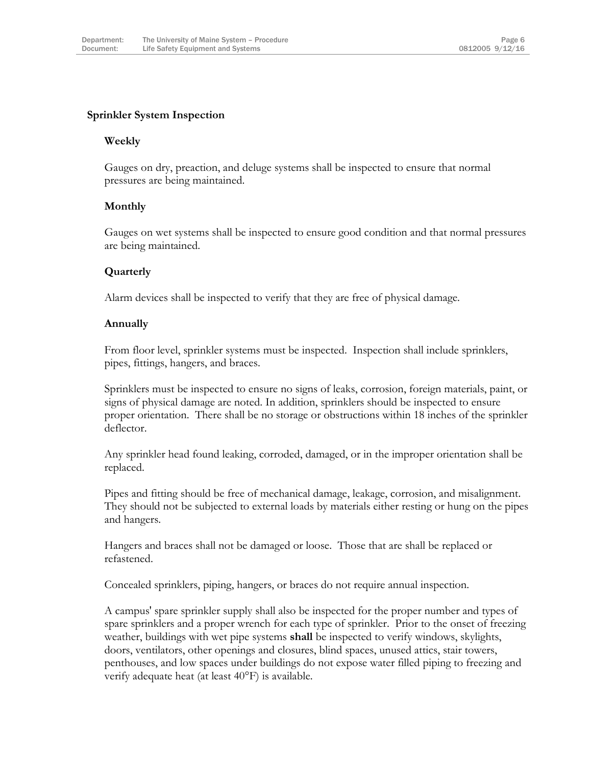## Sprinkler System Inspection

### Weekly

Gauges on dry, preaction, and deluge systems shall be inspected to ensure that normal pressures are being maintained.

### Monthly

Gauges on wet systems shall be inspected to ensure good condition and that normal pressures are being maintained.

### Quarterly

Alarm devices shall be inspected to verify that they are free of physical damage.

### Annually

From floor level, sprinkler systems must be inspected. Inspection shall include sprinklers, pipes, fittings, hangers, and braces.

Sprinklers must be inspected to ensure no signs of leaks, corrosion, foreign materials, paint, or signs of physical damage are noted. In addition, sprinklers should be inspected to ensure proper orientation. There shall be no storage or obstructions within 18 inches of the sprinkler deflector.

Any sprinkler head found leaking, corroded, damaged, or in the improper orientation shall be replaced.

Pipes and fitting should be free of mechanical damage, leakage, corrosion, and misalignment. They should not be subjected to external loads by materials either resting or hung on the pipes and hangers.

Hangers and braces shall not be damaged or loose. Those that are shall be replaced or refastened.

Concealed sprinklers, piping, hangers, or braces do not require annual inspection.

A campus' spare sprinkler supply shall also be inspected for the proper number and types of spare sprinklers and a proper wrench for each type of sprinkler. Prior to the onset of freezing weather, buildings with wet pipe systems **shall** be inspected to verify windows, skylights, doors, ventilators, other openings and closures, blind spaces, unused attics, stair towers, penthouses, and low spaces under buildings do not expose water filled piping to freezing and verify adequate heat (at least 40°F) is available.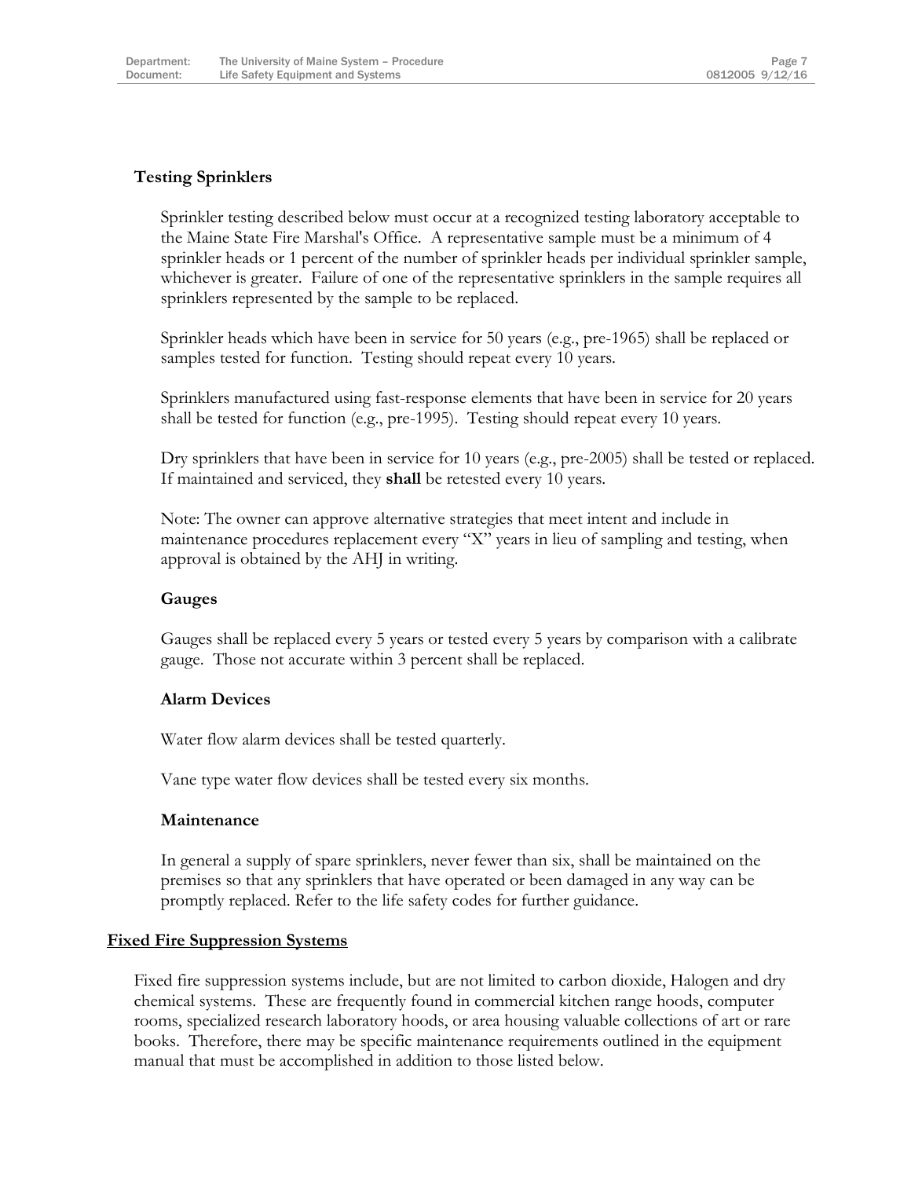### Testing Sprinklers

Sprinkler testing described below must occur at a recognized testing laboratory acceptable to the Maine State Fire Marshal's Office. A representative sample must be a minimum of 4 sprinkler heads or 1 percent of the number of sprinkler heads per individual sprinkler sample, whichever is greater. Failure of one of the representative sprinklers in the sample requires all sprinklers represented by the sample to be replaced.

Sprinkler heads which have been in service for 50 years (e.g., pre-1965) shall be replaced or samples tested for function. Testing should repeat every 10 years.

Sprinklers manufactured using fast-response elements that have been in service for 20 years shall be tested for function (e.g., pre-1995). Testing should repeat every 10 years.

Dry sprinklers that have been in service for 10 years (e.g., pre-2005) shall be tested or replaced. If maintained and serviced, they **shall** be retested every 10 years.

Note: The owner can approve alternative strategies that meet intent and include in maintenance procedures replacement every "X" years in lieu of sampling and testing, when approval is obtained by the AHJ in writing.

#### Gauges

Gauges shall be replaced every 5 years or tested every 5 years by comparison with a calibrate gauge. Those not accurate within 3 percent shall be replaced.

#### Alarm Devices

Water flow alarm devices shall be tested quarterly.

Vane type water flow devices shall be tested every six months.

#### Maintenance

In general a supply of spare sprinklers, never fewer than six, shall be maintained on the premises so that any sprinklers that have operated or been damaged in any way can be promptly replaced. Refer to the life safety codes for further guidance.

## Fixed Fire Suppression Systems

Fixed fire suppression systems include, but are not limited to carbon dioxide, Halogen and dry chemical systems. These are frequently found in commercial kitchen range hoods, computer rooms, specialized research laboratory hoods, or area housing valuable collections of art or rare books. Therefore, there may be specific maintenance requirements outlined in the equipment manual that must be accomplished in addition to those listed below.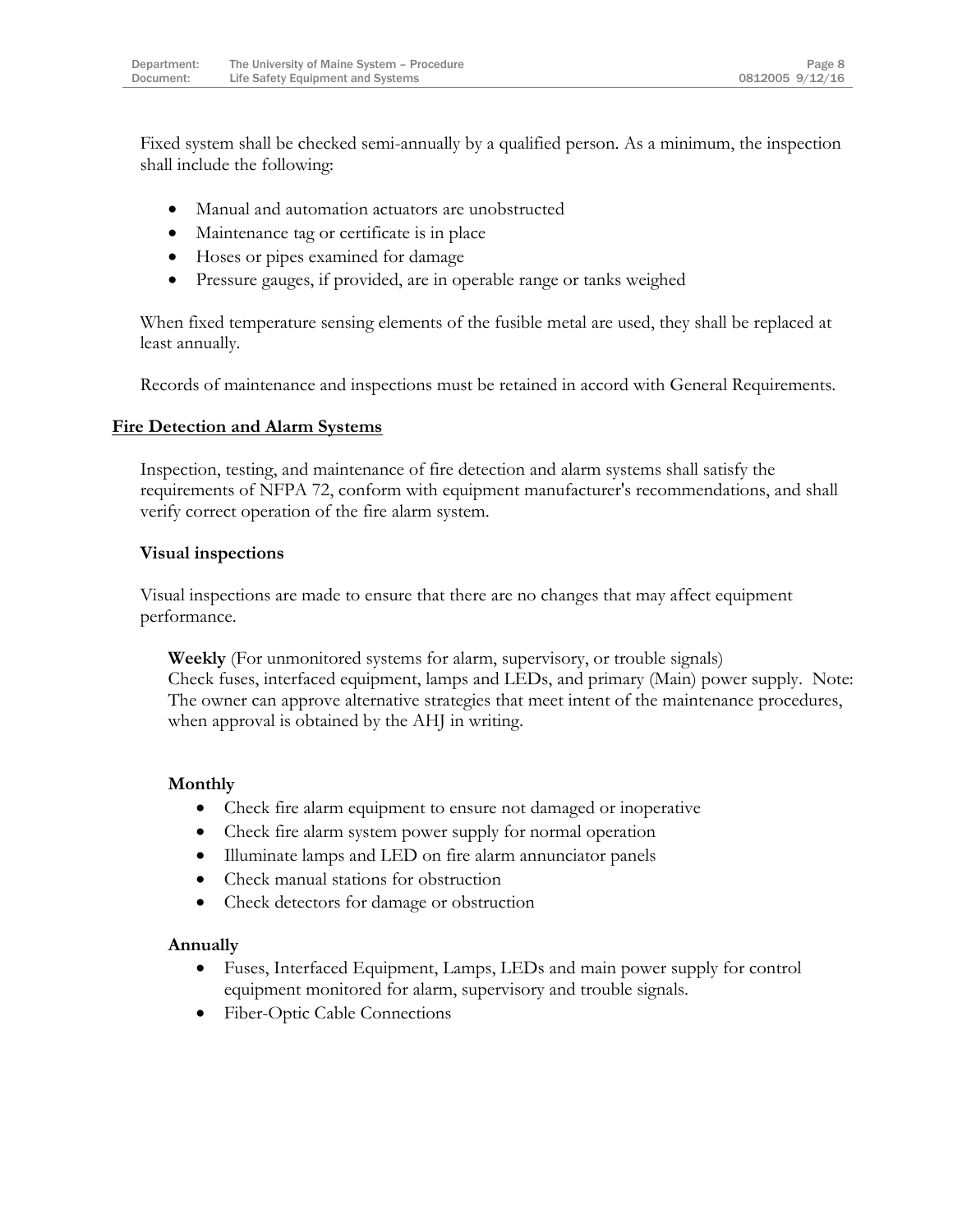Fixed system shall be checked semi-annually by a qualified person. As a minimum, the inspection shall include the following:

- Manual and automation actuators are unobstructed
- Maintenance tag or certificate is in place
- Hoses or pipes examined for damage
- Pressure gauges, if provided, are in operable range or tanks weighed

When fixed temperature sensing elements of the fusible metal are used, they shall be replaced at least annually.

Records of maintenance and inspections must be retained in accord with General Requirements.

## Fire Detection and Alarm Systems

Inspection, testing, and maintenance of fire detection and alarm systems shall satisfy the requirements of NFPA 72, conform with equipment manufacturer's recommendations, and shall verify correct operation of the fire alarm system.

### Visual inspections

Visual inspections are made to ensure that there are no changes that may affect equipment performance.

**Weekly** (For unmonitored systems for alarm, supervisory, or trouble signals)
Check fuses, interfaced equipment, lamps and LEDs, and primary (Main) power supply. Note: The owner can approve alternative strategies that meet intent of the maintenance procedures, when approval is obtained by the AHJ in writing.

**Monthly**

- Check fire alarm equipment to ensure not damaged or inoperative
- Check fire alarm system power supply for normal operation
- Illuminate lamps and LED on fire alarm annunciator panels
- Check manual stations for obstruction
- Check detectors for damage or obstruction

**Annually**

- Fuses, Interfaced Equipment, Lamps, LEDs and main power supply for control equipment monitored for alarm, supervisory and trouble signals.
- Fiber-Optic Cable Connections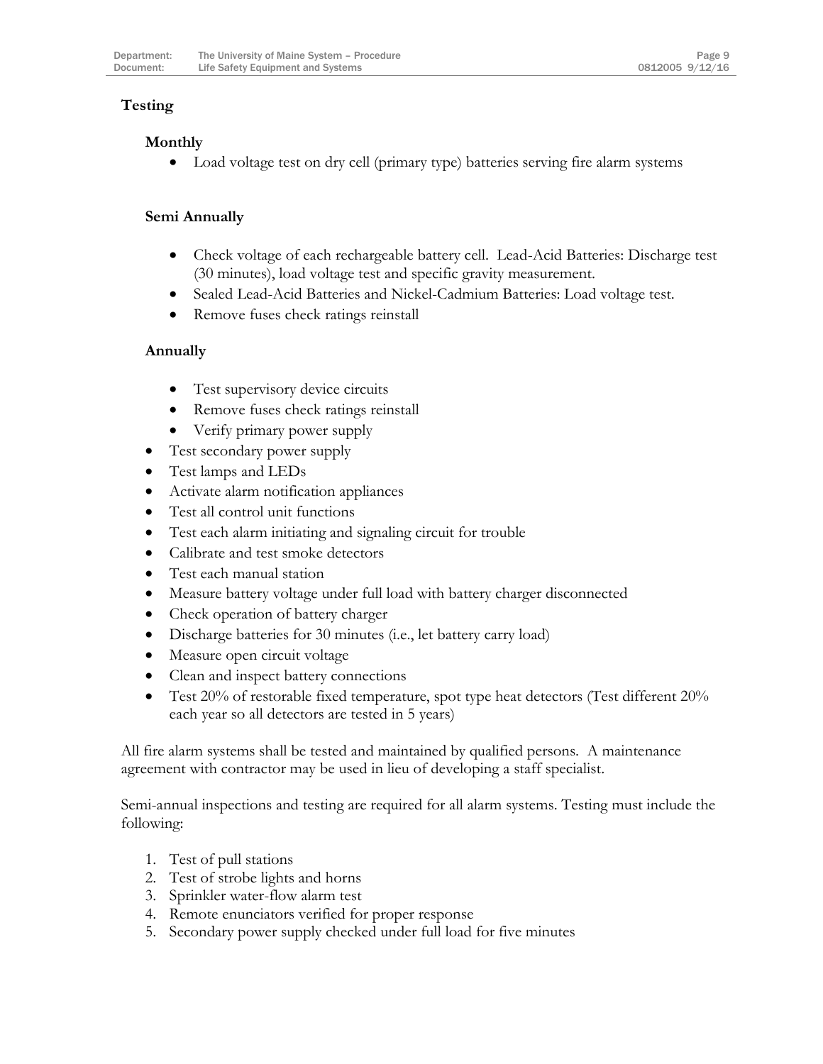## Testing

### Monthly

- Load voltage test on dry cell (primary type) batteries serving fire alarm systems

### Semi Annually

- Check voltage of each rechargeable battery cell. Lead-Acid Batteries: Discharge test (30 minutes), load voltage test and specific gravity measurement.
- Sealed Lead-Acid Batteries and Nickel-Cadmium Batteries: Load voltage test.
- Remove fuses check ratings reinstall

### Annually

- Test supervisory device circuits
- Remove fuses check ratings reinstall
- Verify primary power supply
- Test secondary power supply
- Test lamps and LEDs
- Activate alarm notification appliances
- Test all control unit functions
- Test each alarm initiating and signaling circuit for trouble
- Calibrate and test smoke detectors
- Test each manual station
- Measure battery voltage under full load with battery charger disconnected
- Check operation of battery charger
- Discharge batteries for 30 minutes (i.e., let battery carry load)
- Measure open circuit voltage
- Clean and inspect battery connections
- Test 20% of restorable fixed temperature, spot type heat detectors (Test different 20% each year so all detectors are tested in 5 years)

All fire alarm systems shall be tested and maintained by qualified persons. A maintenance agreement with contractor may be used in lieu of developing a staff specialist.

Semi-annual inspections and testing are required for all alarm systems. Testing must include the following:

1. Test of pull stations
2. Test of strobe lights and horns
3. Sprinkler water-flow alarm test
4. Remote enunciators verified for proper response
5. Secondary power supply checked under full load for five minutes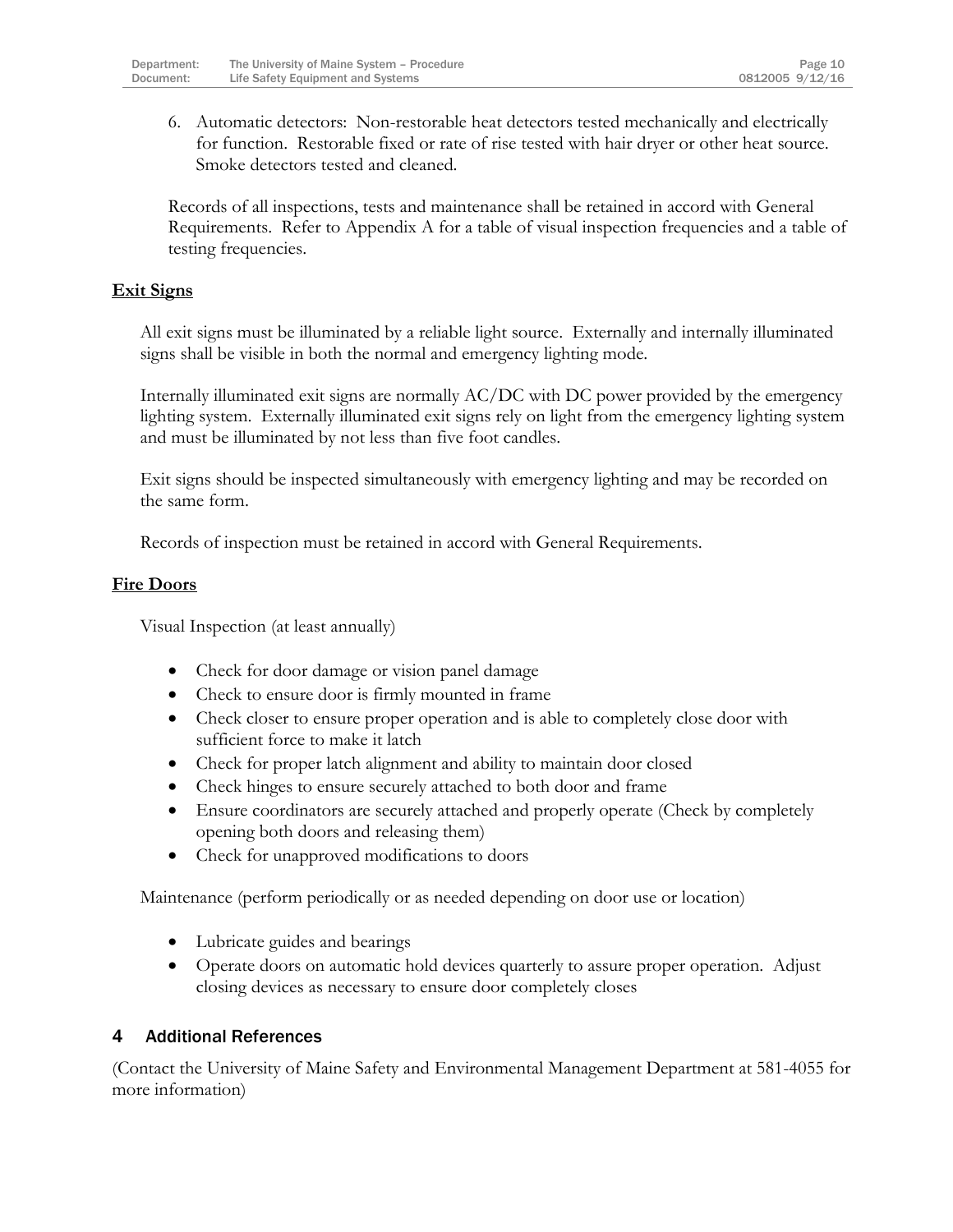6. Automatic detectors: Non-restorable heat detectors tested mechanically and electrically for function. Restorable fixed or rate of rise tested with hair dryer or other heat source. Smoke detectors tested and cleaned.

Records of all inspections, tests and maintenance shall be retained in accord with General Requirements. Refer to Appendix A for a table of visual inspection frequencies and a table of testing frequencies.

**Exit Signs**

All exit signs must be illuminated by a reliable light source. Externally and internally illuminated signs shall be visible in both the normal and emergency lighting mode.

Internally illuminated exit signs are normally AC/DC with DC power provided by the emergency lighting system. Externally illuminated exit signs rely on light from the emergency lighting system and must be illuminated by not less than five foot candles.

Exit signs should be inspected simultaneously with emergency lighting and may be recorded on the same form.

Records of inspection must be retained in accord with General Requirements.

**Fire Doors**

Visual Inspection (at least annually)

- Check for door damage or vision panel damage
- Check to ensure door is firmly mounted in frame
- Check closer to ensure proper operation and is able to completely close door with sufficient force to make it latch
- Check for proper latch alignment and ability to maintain door closed
- Check hinges to ensure securely attached to both door and frame
- Ensure coordinators are securely attached and properly operate (Check by completely opening both doors and releasing them)
- Check for unapproved modifications to doors

Maintenance (perform periodically or as needed depending on door use or location)

- Lubricate guides and bearings
- Operate doors on automatic hold devices quarterly to assure proper operation. Adjust closing devices as necessary to ensure door completely closes

## 4 Additional References

(Contact the University of Maine Safety and Environmental Management Department at 581-4055 for more information)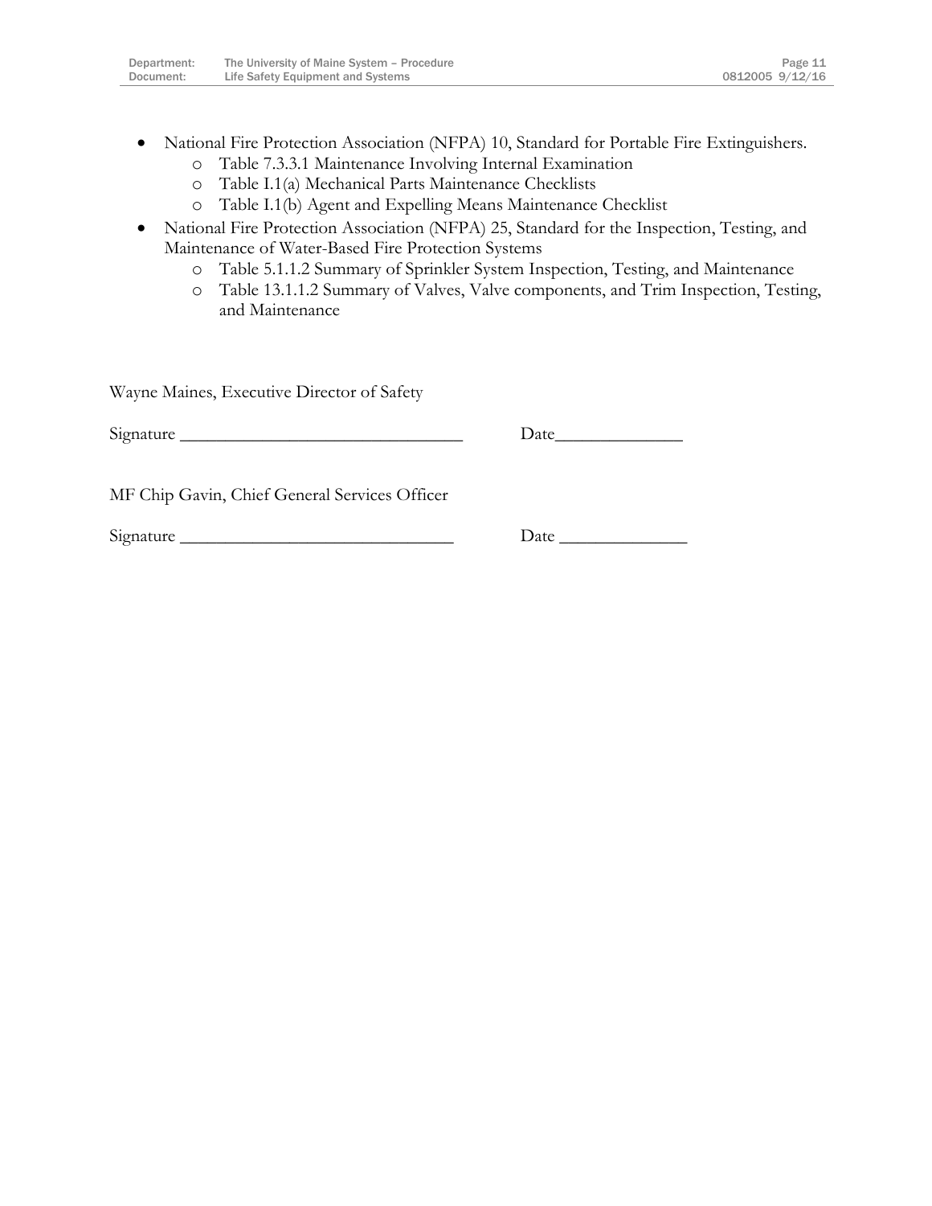- National Fire Protection Association (NFPA) 10, Standard for Portable Fire Extinguishers.
  - Table 7.3.3.1 Maintenance Involving Internal Examination
  - Table I.1(a) Mechanical Parts Maintenance Checklists
  - Table I.1(b) Agent and Expelling Means Maintenance Checklist
- National Fire Protection Association (NFPA) 25, Standard for the Inspection, Testing, and Maintenance of Water-Based Fire Protection Systems
  - Table 5.1.1.2 Summary of Sprinkler System Inspection, Testing, and Maintenance
  - Table 13.1.1.2 Summary of Valves, Valve components, and Trim Inspection, Testing, and Maintenance

Wayne Maines, Executive Director of Safety

Signature _______________________________ Date_____________

MF Chip Gavin, Chief General Services Officer

Signature ______________________________ Date _____________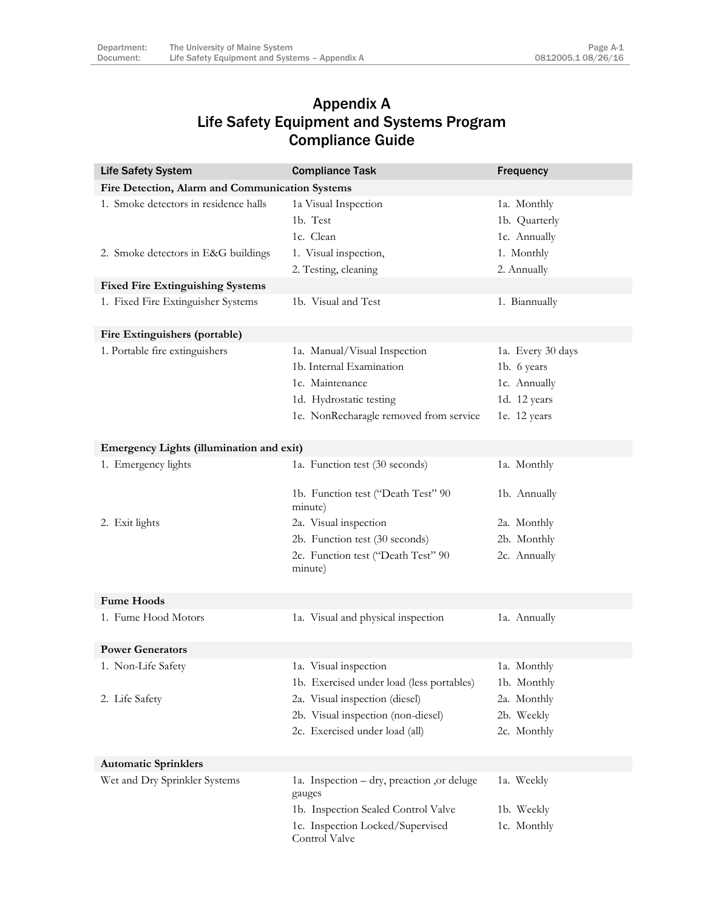# Appendix A
# Life Safety Equipment and Systems Program
# Compliance Guide

| Life Safety System | Compliance Task | Frequency |
|---|---|---|
| **Fire Detection, Alarm and Communication Systems** | | |
| 1. Smoke detectors in residence halls | 1a Visual Inspection | 1a. Monthly |
| | 1b. Test | 1b. Quarterly |
| | 1c. Clean | 1c. Annually |
| 2. Smoke detectors in E&G buildings | 1. Visual inspection, | 1. Monthly |
| | 2. Testing, cleaning | 2. Annually |
| **Fixed Fire Extinguishing Systems** | | |
| 1. Fixed Fire Extinguisher Systems | 1b. Visual and Test | 1. Biannually |
| **Fire Extinguishers (portable)** | | |
| 1. Portable fire extinguishers | 1a. Manual/Visual Inspection | 1a. Every 30 days |
| | 1b. Internal Examination | 1b. 6 years |
| | 1c. Maintenance | 1c. Annually |
| | 1d. Hydrostatic testing | 1d. 12 years |
| | 1e. NonRecharagle removed from service | 1e. 12 years |
| **Emergency Lights (illumination and exit)** | | |
| 1. Emergency lights | 1a. Function test (30 seconds) | 1a. Monthly |
| | 1b. Function test ("Death Test" 90 minute) | 1b. Annually |
| 2. Exit lights | 2a. Visual inspection | 2a. Monthly |
| | 2b. Function test (30 seconds) | 2b. Monthly |
| | 2c. Function test ("Death Test" 90 minute) | 2c. Annually |
| **Fume Hoods** | | |
| 1. Fume Hood Motors | 1a. Visual and physical inspection | 1a. Annually |
| **Power Generators** | | |
| 1. Non-Life Safety | 1a. Visual inspection | 1a. Monthly |
| | 1b. Exercised under load (less portables) | 1b. Monthly |
| 2. Life Safety | 2a. Visual inspection (diesel) | 2a. Monthly |
| | 2b. Visual inspection (non-diesel) | 2b. Weekly |
| | 2c. Exercised under load (all) | 2c. Monthly |
| **Automatic Sprinklers** | | |
| Wet and Dry Sprinkler Systems | 1a. Inspection – dry, preaction ,or deluge gauges | 1a. Weekly |
| | 1b. Inspection Sealed Control Valve | 1b. Weekly |
| | 1c. Inspection Locked/Supervised Control Valve | 1c. Monthly |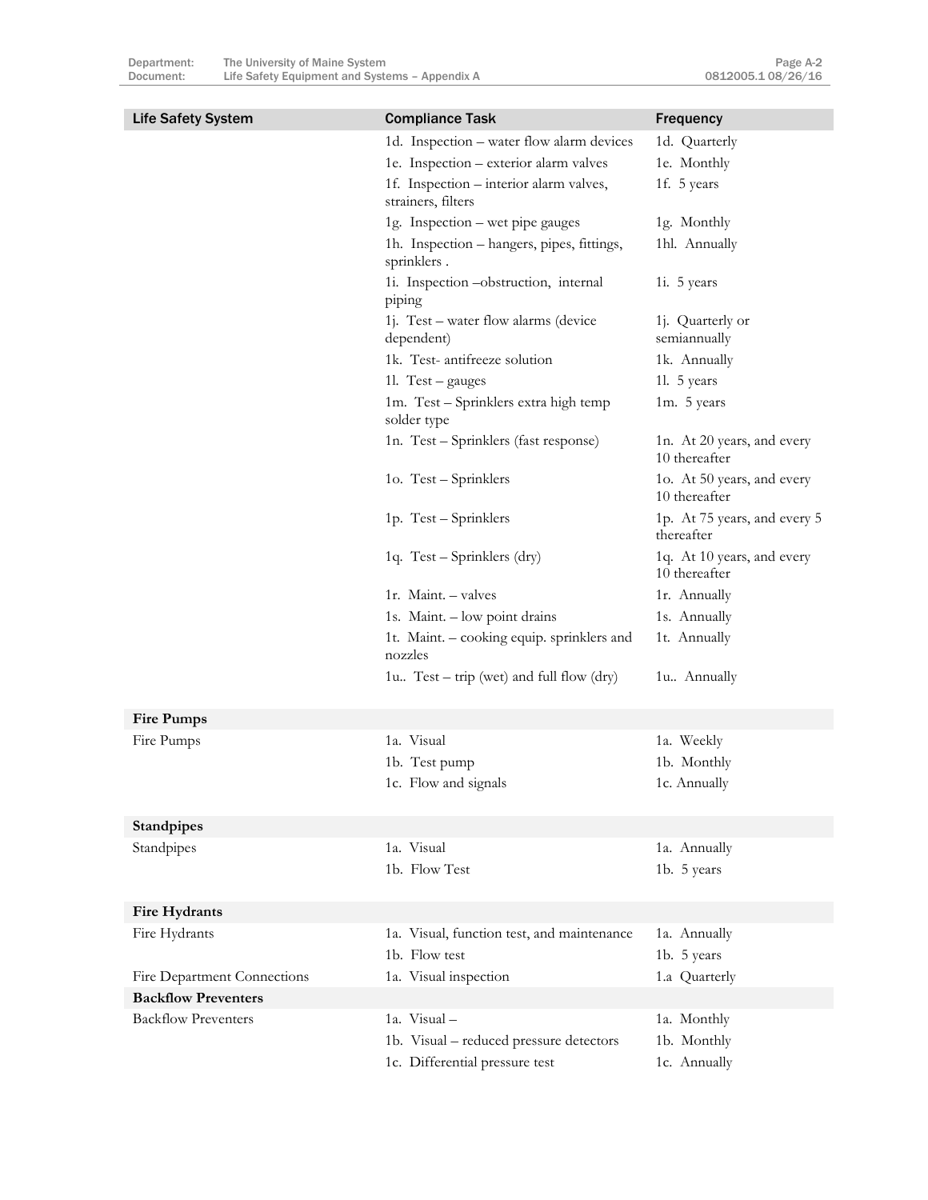| Life Safety System | Compliance Task | Frequency |
| --- | --- | --- |
| | 1d. Inspection – water flow alarm devices | 1d. Quarterly |
| | 1e. Inspection – exterior alarm valves | 1e. Monthly |
| | 1f. Inspection – interior alarm valves, strainers, filters | 1f. 5 years |
| | 1g. Inspection – wet pipe gauges | 1g. Monthly |
| | 1h. Inspection – hangers, pipes, fittings, sprinklers . | 1hl. Annually |
| | 1i. Inspection –obstruction, internal piping | 1i. 5 years |
| | 1j. Test – water flow alarms (device dependent) | 1j. Quarterly or semiannually |
| | 1k. Test- antifreeze solution | 1k. Annually |
| | 1l. Test – gauges | 1l. 5 years |
| | 1m. Test – Sprinklers extra high temp solder type | 1m. 5 years |
| | 1n. Test – Sprinklers (fast response) | 1n. At 20 years, and every 10 thereafter |
| | 1o. Test – Sprinklers | 1o. At 50 years, and every 10 thereafter |
| | 1p. Test – Sprinklers | 1p. At 75 years, and every 5 thereafter |
| | 1q. Test – Sprinklers (dry) | 1q. At 10 years, and every 10 thereafter |
| | 1r. Maint. – valves | 1r. Annually |
| | 1s. Maint. – low point drains | 1s. Annually |
| | 1t. Maint. – cooking equip. sprinklers and nozzles | 1t. Annually |
| | 1u.. Test – trip (wet) and full flow (dry) | 1u.. Annually |
| **Fire Pumps** | | |
| Fire Pumps | 1a. Visual | 1a. Weekly |
| | 1b. Test pump | 1b. Monthly |
| | 1c. Flow and signals | 1c. Annually |
| **Standpipes** | | |
| Standpipes | 1a. Visual | 1a. Annually |
| | 1b. Flow Test | 1b. 5 years |
| **Fire Hydrants** | | |
| Fire Hydrants | 1a. Visual, function test, and maintenance | 1a. Annually |
| | 1b. Flow test | 1b. 5 years |
| Fire Department Connections | 1a. Visual inspection | 1.a Quarterly |
| **Backflow Preventers** | | |
| Backflow Preventers | 1a. Visual – | 1a. Monthly |
| | 1b. Visual – reduced pressure detectors | 1b. Monthly |
| | 1c. Differential pressure test | 1c. Annually |